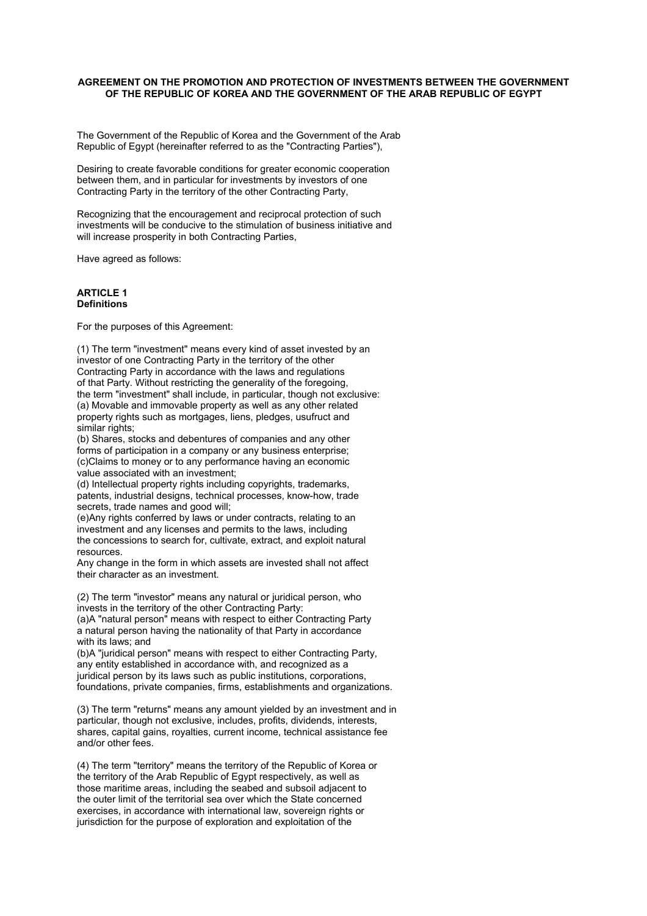**AGREEMENT ON THE PROMOTION AND PROTECTION OF INVESTMENTS BETWEEN THE GOVERNMENT OF THE REPUBLIC OF KOREA AND THE GOVERNMENT OF THE ARAB REPUBLIC OF EGYPT**

The Government of the Republic of Korea and the Government of the Arab Republic of Egypt (hereinafter referred to as the "Contracting Parties"),

Desiring to create favorable conditions for greater economic cooperation between them, and in particular for investments by investors of one Contracting Party in the territory of the other Contracting Party,

Recognizing that the encouragement and reciprocal protection of such investments will be conducive to the stimulation of business initiative and will increase prosperity in both Contracting Parties,

Have agreed as follows:

**ARTICLE 1**
**Definitions**

For the purposes of this Agreement:

(1) The term "investment" means every kind of asset invested by an investor of one Contracting Party in the territory of the other Contracting Party in accordance with the laws and regulations of that Party. Without restricting the generality of the foregoing, the term "investment" shall include, in particular, though not exclusive:
(a) Movable and immovable property as well as any other related property rights such as mortgages, liens, pledges, usufruct and similar rights;
(b) Shares, stocks and debentures of companies and any other forms of participation in a company or any business enterprise;
(c)Claims to money or to any performance having an economic value associated with an investment;
(d) Intellectual property rights including copyrights, trademarks, patents, industrial designs, technical processes, know-how, trade secrets, trade names and good will;
(e)Any rights conferred by laws or under contracts, relating to an investment and any licenses and permits to the laws, including the concessions to search for, cultivate, extract, and exploit natural resources.
Any change in the form in which assets are invested shall not affect their character as an investment.

(2) The term "investor" means any natural or juridical person, who invests in the territory of the other Contracting Party:
(a)A "natural person" means with respect to either Contracting Party a natural person having the nationality of that Party in accordance with its laws; and
(b)A "juridical person" means with respect to either Contracting Party, any entity established in accordance with, and recognized as a juridical person by its laws such as public institutions, corporations, foundations, private companies, firms, establishments and organizations.

(3) The term "returns" means any amount yielded by an investment and in particular, though not exclusive, includes, profits, dividends, interests, shares, capital gains, royalties, current income, technical assistance fee and/or other fees.

(4) The term "territory" means the territory of the Republic of Korea or the territory of the Arab Republic of Egypt respectively, as well as those maritime areas, including the seabed and subsoil adjacent to the outer limit of the territorial sea over which the State concerned exercises, in accordance with international law, sovereign rights or jurisdiction for the purpose of exploration and exploitation of the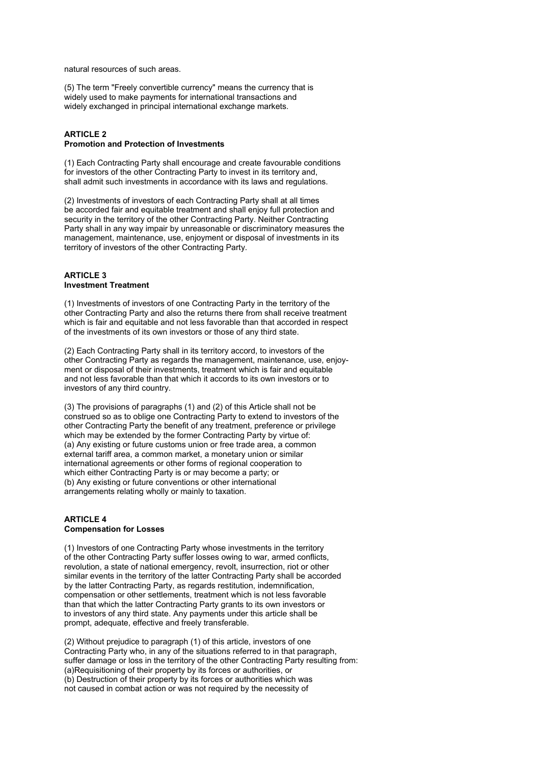natural resources of such areas.

(5) The term "Freely convertible currency" means the currency that is widely used to make payments for international transactions and widely exchanged in principal international exchange markets.

**ARTICLE 2**
**Promotion and Protection of Investments**

(1) Each Contracting Party shall encourage and create favourable conditions for investors of the other Contracting Party to invest in its territory and, shall admit such investments in accordance with its laws and regulations.

(2) Investments of investors of each Contracting Party shall at all times be accorded fair and equitable treatment and shall enjoy full protection and security in the territory of the other Contracting Party. Neither Contracting Party shall in any way impair by unreasonable or discriminatory measures the management, maintenance, use, enjoyment or disposal of investments in its territory of investors of the other Contracting Party.

**ARTICLE 3**
**Investment Treatment**

(1) Investments of investors of one Contracting Party in the territory of the other Contracting Party and also the returns there from shall receive treatment which is fair and equitable and not less favorable than that accorded in respect of the investments of its own investors or those of any third state.

(2) Each Contracting Party shall in its territory accord, to investors of the other Contracting Party as regards the management, maintenance, use, enjoyment or disposal of their investments, treatment which is fair and equitable and not less favorable than that which it accords to its own investors or to investors of any third country.

(3) The provisions of paragraphs (1) and (2) of this Article shall not be construed so as to oblige one Contracting Party to extend to investors of the other Contracting Party the benefit of any treatment, preference or privilege which may be extended by the former Contracting Party by virtue of:
(a) Any existing or future customs union or free trade area, a common external tariff area, a common market, a monetary union or similar international agreements or other forms of regional cooperation to which either Contracting Party is or may become a party; or
(b) Any existing or future conventions or other international arrangements relating wholly or mainly to taxation.

**ARTICLE 4**
**Compensation for Losses**

(1) Investors of one Contracting Party whose investments in the territory of the other Contracting Party suffer losses owing to war, armed conflicts, revolution, a state of national emergency, revolt, insurrection, riot or other similar events in the territory of the latter Contracting Party shall be accorded by the latter Contracting Party, as regards restitution, indemnification, compensation or other settlements, treatment which is not less favorable than that which the latter Contracting Party grants to its own investors or to investors of any third state. Any payments under this article shall be prompt, adequate, effective and freely transferable.

(2) Without prejudice to paragraph (1) of this article, investors of one Contracting Party who, in any of the situations referred to in that paragraph, suffer damage or loss in the territory of the other Contracting Party resulting from:
(a)Requisitioning of their property by its forces or authorities, or
(b) Destruction of their property by its forces or authorities which was not caused in combat action or was not required by the necessity of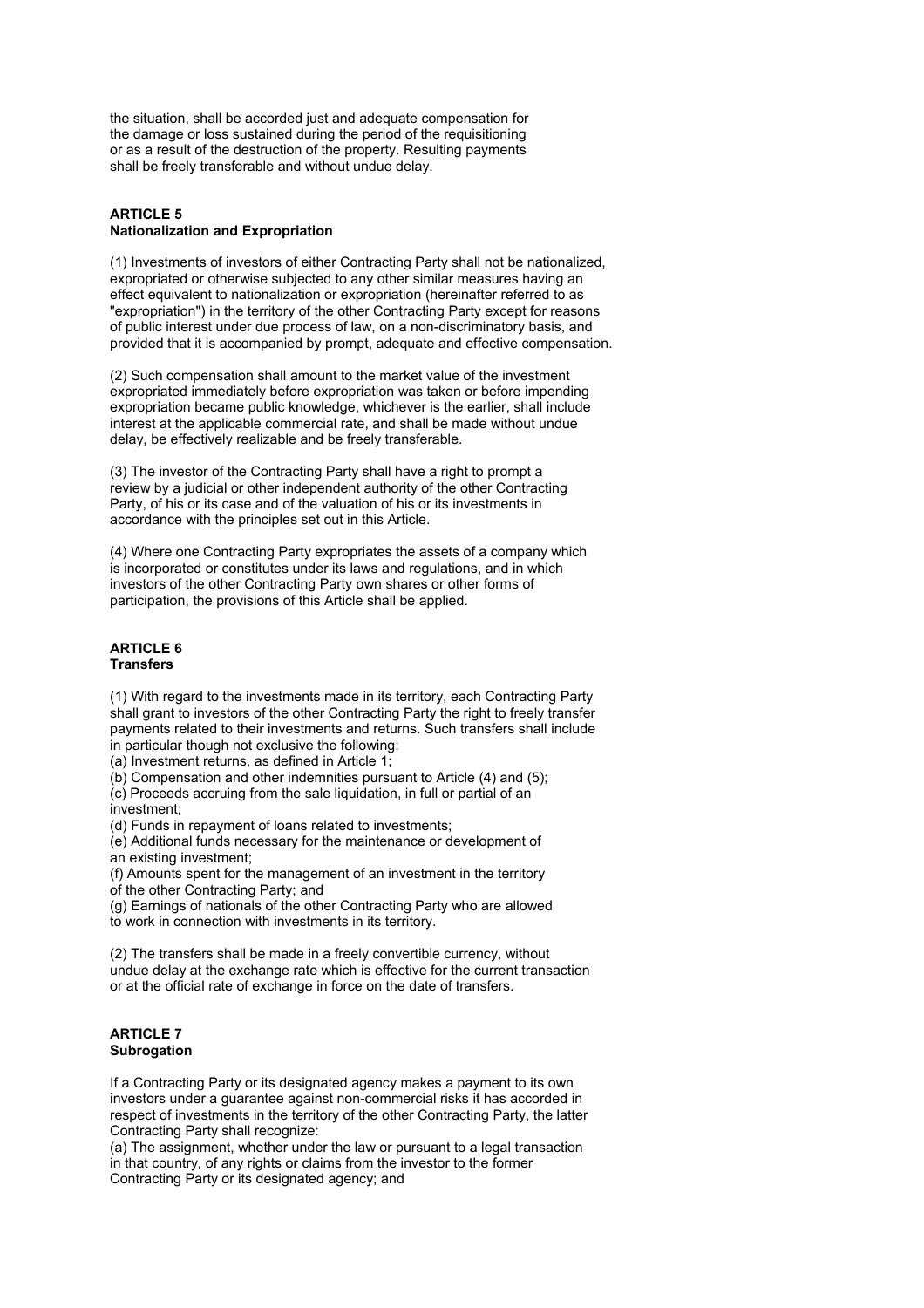the situation, shall be accorded just and adequate compensation for the damage or loss sustained during the period of the requisitioning or as a result of the destruction of the property. Resulting payments shall be freely transferable and without undue delay.

**ARTICLE 5**
**Nationalization and Expropriation**

(1) Investments of investors of either Contracting Party shall not be nationalized, expropriated or otherwise subjected to any other similar measures having an effect equivalent to nationalization or expropriation (hereinafter referred to as "expropriation") in the territory of the other Contracting Party except for reasons of public interest under due process of law, on a non-discriminatory basis, and provided that it is accompanied by prompt, adequate and effective compensation.

(2) Such compensation shall amount to the market value of the investment expropriated immediately before expropriation was taken or before impending expropriation became public knowledge, whichever is the earlier, shall include interest at the applicable commercial rate, and shall be made without undue delay, be effectively realizable and be freely transferable.

(3) The investor of the Contracting Party shall have a right to prompt a review by a judicial or other independent authority of the other Contracting Party, of his or its case and of the valuation of his or its investments in accordance with the principles set out in this Article.

(4) Where one Contracting Party expropriates the assets of a company which is incorporated or constitutes under its laws and regulations, and in which investors of the other Contracting Party own shares or other forms of participation, the provisions of this Article shall be applied.

**ARTICLE 6**
**Transfers**

(1) With regard to the investments made in its territory, each Contracting Party shall grant to investors of the other Contracting Party the right to freely transfer payments related to their investments and returns. Such transfers shall include in particular though not exclusive the following:
(a) Investment returns, as defined in Article 1;
(b) Compensation and other indemnities pursuant to Article (4) and (5);
(c) Proceeds accruing from the sale liquidation, in full or partial of an investment;
(d) Funds in repayment of loans related to investments;
(e) Additional funds necessary for the maintenance or development of an existing investment;
(f) Amounts spent for the management of an investment in the territory of the other Contracting Party; and
(g) Earnings of nationals of the other Contracting Party who are allowed to work in connection with investments in its territory.

(2) The transfers shall be made in a freely convertible currency, without undue delay at the exchange rate which is effective for the current transaction or at the official rate of exchange in force on the date of transfers.

**ARTICLE 7**
**Subrogation**

If a Contracting Party or its designated agency makes a payment to its own investors under a guarantee against non-commercial risks it has accorded in respect of investments in the territory of the other Contracting Party, the latter Contracting Party shall recognize:
(a) The assignment, whether under the law or pursuant to a legal transaction in that country, of any rights or claims from the investor to the former Contracting Party or its designated agency; and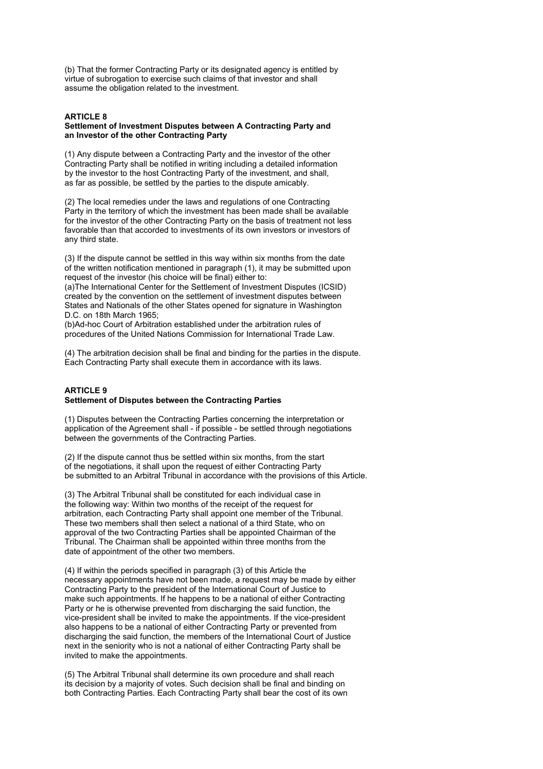(b) That the former Contracting Party or its designated agency is entitled by virtue of subrogation to exercise such claims of that investor and shall assume the obligation related to the investment.

**ARTICLE 8**
**Settlement of Investment Disputes between A Contracting Party and an Investor of the other Contracting Party**

(1) Any dispute between a Contracting Party and the investor of the other Contracting Party shall be notified in writing including a detailed information by the investor to the host Contracting Party of the investment, and shall, as far as possible, be settled by the parties to the dispute amicably.

(2) The local remedies under the laws and regulations of one Contracting Party in the territory of which the investment has been made shall be available for the investor of the other Contracting Party on the basis of treatment not less favorable than that accorded to investments of its own investors or investors of any third state.

(3) If the dispute cannot be settled in this way within six months from the date of the written notification mentioned in paragraph (1), it may be submitted upon request of the investor (his choice will be final) either to:
(a)The International Center for the Settlement of Investment Disputes (ICSID) created by the convention on the settlement of investment disputes between States and Nationals of the other States opened for signature in Washington D.C. on 18th March 1965;
(b)Ad-hoc Court of Arbitration established under the arbitration rules of procedures of the United Nations Commission for International Trade Law.

(4) The arbitration decision shall be final and binding for the parties in the dispute. Each Contracting Party shall execute them in accordance with its laws.

**ARTICLE 9**
**Settlement of Disputes between the Contracting Parties**

(1) Disputes between the Contracting Parties concerning the interpretation or application of the Agreement shall - if possible - be settled through negotiations between the governments of the Contracting Parties.

(2) If the dispute cannot thus be settled within six months, from the start of the negotiations, it shall upon the request of either Contracting Party be submitted to an Arbitral Tribunal in accordance with the provisions of this Article.

(3) The Arbitral Tribunal shall be constituted for each individual case in the following way: Within two months of the receipt of the request for arbitration, each Contracting Party shall appoint one member of the Tribunal. These two members shall then select a national of a third State, who on approval of the two Contracting Parties shall be appointed Chairman of the Tribunal. The Chairman shall be appointed within three months from the date of appointment of the other two members.

(4) If within the periods specified in paragraph (3) of this Article the necessary appointments have not been made, a request may be made by either Contracting Party to the president of the International Court of Justice to make such appointments. If he happens to be a national of either Contracting Party or he is otherwise prevented from discharging the said function, the vice-president shall be invited to make the appointments. If the vice-president also happens to be a national of either Contracting Party or prevented from discharging the said function, the members of the International Court of Justice next in the seniority who is not a national of either Contracting Party shall be invited to make the appointments.

(5) The Arbitral Tribunal shall determine its own procedure and shall reach its decision by a majority of votes. Such decision shall be final and binding on both Contracting Parties. Each Contracting Party shall bear the cost of its own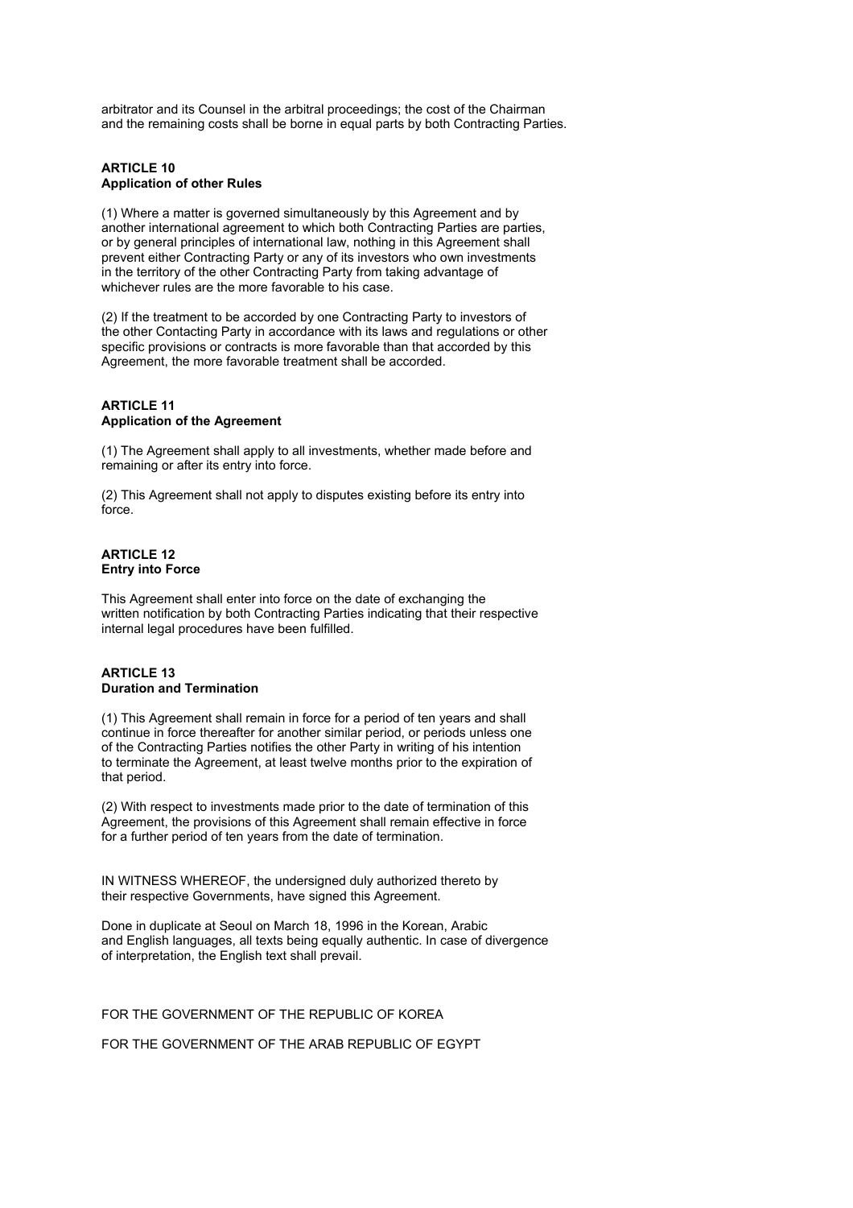arbitrator and its Counsel in the arbitral proceedings; the cost of the Chairman and the remaining costs shall be borne in equal parts by both Contracting Parties.

**ARTICLE 10**
**Application of other Rules**

(1) Where a matter is governed simultaneously by this Agreement and by another international agreement to which both Contracting Parties are parties, or by general principles of international law, nothing in this Agreement shall prevent either Contracting Party or any of its investors who own investments in the territory of the other Contracting Party from taking advantage of whichever rules are the more favorable to his case.

(2) If the treatment to be accorded by one Contracting Party to investors of the other Contacting Party in accordance with its laws and regulations or other specific provisions or contracts is more favorable than that accorded by this Agreement, the more favorable treatment shall be accorded.

**ARTICLE 11**
**Application of the Agreement**

(1) The Agreement shall apply to all investments, whether made before and remaining or after its entry into force.

(2) This Agreement shall not apply to disputes existing before its entry into force.

**ARTICLE 12**
**Entry into Force**

This Agreement shall enter into force on the date of exchanging the written notification by both Contracting Parties indicating that their respective internal legal procedures have been fulfilled.

**ARTICLE 13**
**Duration and Termination**

(1) This Agreement shall remain in force for a period of ten years and shall continue in force thereafter for another similar period, or periods unless one of the Contracting Parties notifies the other Party in writing of his intention to terminate the Agreement, at least twelve months prior to the expiration of that period.

(2) With respect to investments made prior to the date of termination of this Agreement, the provisions of this Agreement shall remain effective in force for a further period of ten years from the date of termination.

IN WITNESS WHEREOF, the undersigned duly authorized thereto by their respective Governments, have signed this Agreement.

Done in duplicate at Seoul on March 18, 1996 in the Korean, Arabic and English languages, all texts being equally authentic. In case of divergence of interpretation, the English text shall prevail.

FOR THE GOVERNMENT OF THE REPUBLIC OF KOREA

FOR THE GOVERNMENT OF THE ARAB REPUBLIC OF EGYPT